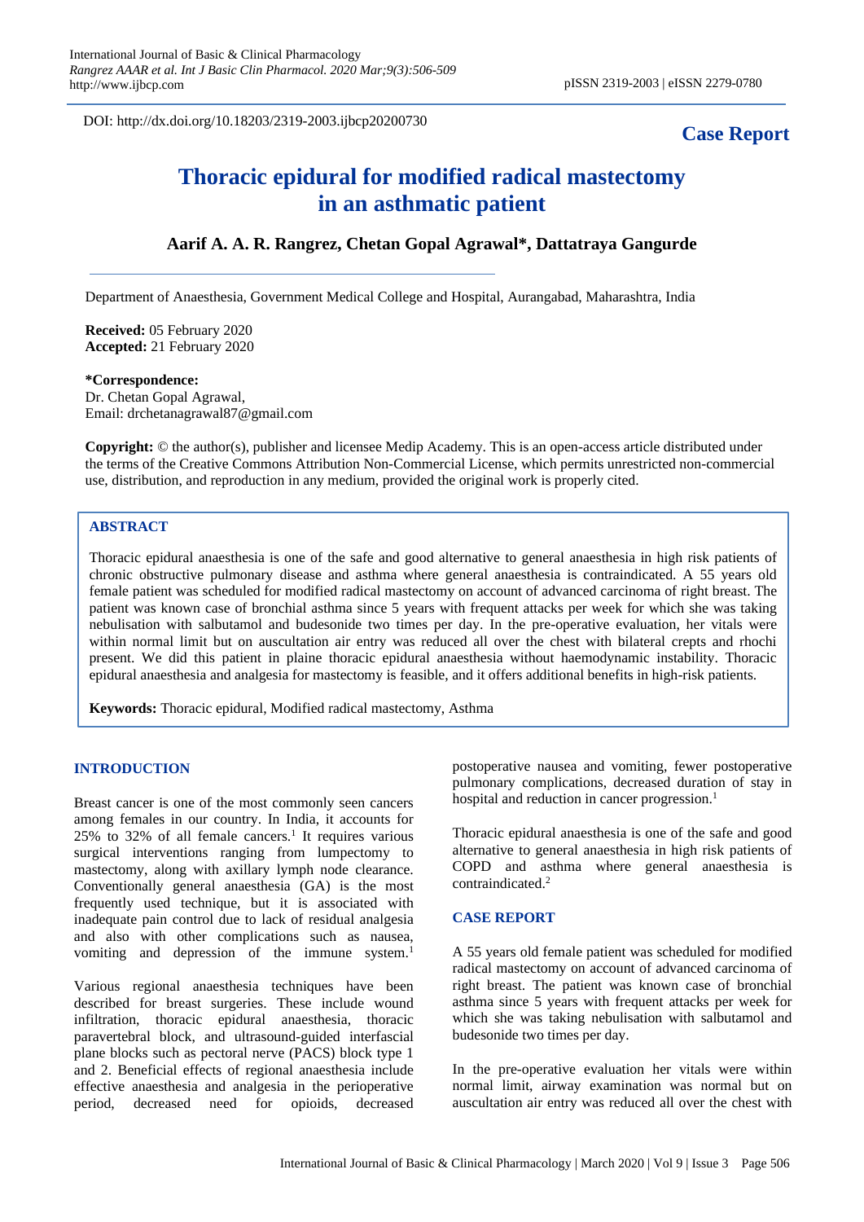DOI: http://dx.doi.org/10.18203/2319-2003.ijbcp20200730

**Case Report**

# Thoracic epidural for modified radical mastectomy in an asthmatic patient

**Aarif A. A. R. Rangrez, Chetan Gopal Agrawal\*, Dattatraya Gangurde**

Department of Anaesthesia, Government Medical College and Hospital, Aurangabad, Maharashtra, India

**Received:** 05 February 2020
**Accepted:** 21 February 2020

**\*Correspondence:**
Dr. Chetan Gopal Agrawal,
Email: drchetanagrawal87@gmail.com

**Copyright:** © the author(s), publisher and licensee Medip Academy. This is an open-access article distributed under the terms of the Creative Commons Attribution Non-Commercial License, which permits unrestricted non-commercial use, distribution, and reproduction in any medium, provided the original work is properly cited.

## ABSTRACT

Thoracic epidural anaesthesia is one of the safe and good alternative to general anaesthesia in high risk patients of chronic obstructive pulmonary disease and asthma where general anaesthesia is contraindicated. A 55 years old female patient was scheduled for modified radical mastectomy on account of advanced carcinoma of right breast. The patient was known case of bronchial asthma since 5 years with frequent attacks per week for which she was taking nebulisation with salbutamol and budesonide two times per day. In the pre-operative evaluation, her vitals were within normal limit but on auscultation air entry was reduced all over the chest with bilateral crepts and rhochi present. We did this patient in plaine thoracic epidural anaesthesia without haemodynamic instability. Thoracic epidural anaesthesia and analgesia for mastectomy is feasible, and it offers additional benefits in high-risk patients.

**Keywords:** Thoracic epidural, Modified radical mastectomy, Asthma

## INTRODUCTION

Breast cancer is one of the most commonly seen cancers among females in our country. In India, it accounts for 25% to 32% of all female cancers.[1] It requires various surgical interventions ranging from lumpectomy to mastectomy, along with axillary lymph node clearance. Conventionally general anaesthesia (GA) is the most frequently used technique, but it is associated with inadequate pain control due to lack of residual analgesia and also with other complications such as nausea, vomiting and depression of the immune system.[1]

Various regional anaesthesia techniques have been described for breast surgeries. These include wound infiltration, thoracic epidural anaesthesia, thoracic paravertebral block, and ultrasound-guided interfascial plane blocks such as pectoral nerve (PACS) block type 1 and 2. Beneficial effects of regional anaesthesia include effective anaesthesia and analgesia in the perioperative period, decreased need for opioids, decreased postoperative nausea and vomiting, fewer postoperative pulmonary complications, decreased duration of stay in hospital and reduction in cancer progression.[1]

Thoracic epidural anaesthesia is one of the safe and good alternative to general anaesthesia in high risk patients of COPD and asthma where general anaesthesia is contraindicated.[2]

## CASE REPORT

A 55 years old female patient was scheduled for modified radical mastectomy on account of advanced carcinoma of right breast. The patient was known case of bronchial asthma since 5 years with frequent attacks per week for which she was taking nebulisation with salbutamol and budesonide two times per day.

In the pre-operative evaluation her vitals were within normal limit, airway examination was normal but on auscultation air entry was reduced all over the chest with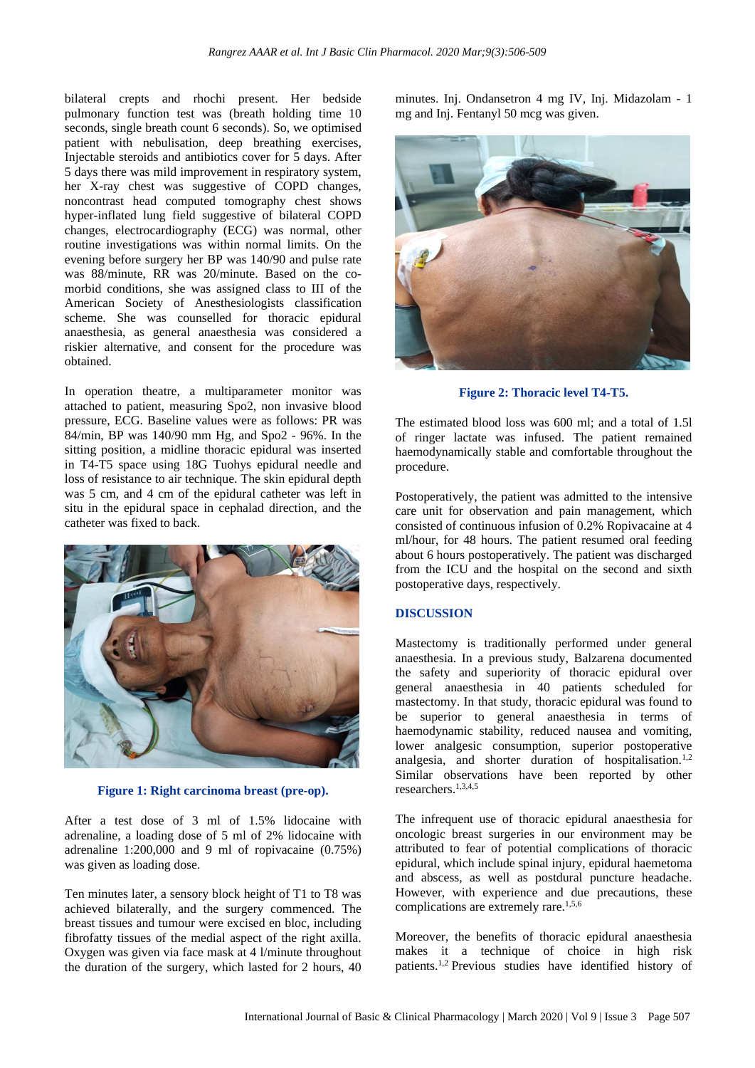bilateral crepts and rhochi present. Her bedside pulmonary function test was (breath holding time 10 seconds, single breath count 6 seconds). So, we optimised patient with nebulisation, deep breathing exercises, Injectable steroids and antibiotics cover for 5 days. After 5 days there was mild improvement in respiratory system, her X-ray chest was suggestive of COPD changes, noncontrast head computed tomography chest shows hyper-inflated lung field suggestive of bilateral COPD changes, electrocardiography (ECG) was normal, other routine investigations was within normal limits. On the evening before surgery her BP was 140/90 and pulse rate was 88/minute, RR was 20/minute. Based on the co-morbid conditions, she was assigned class to III of the American Society of Anesthesiologists classification scheme. She was counselled for thoracic epidural anaesthesia, as general anaesthesia was considered a riskier alternative, and consent for the procedure was obtained.

In operation theatre, a multiparameter monitor was attached to patient, measuring Spo2, non invasive blood pressure, ECG. Baseline values were as follows: PR was 84/min, BP was 140/90 mm Hg, and Spo2 - 96%. In the sitting position, a midline thoracic epidural was inserted in T4-T5 space using 18G Tuohys epidural needle and loss of resistance to air technique. The skin epidural depth was 5 cm, and 4 cm of the epidural catheter was left in situ in the epidural space in cephalad direction, and the catheter was fixed to back.

**Figure 1: Right carcinoma breast (pre-op).**

After a test dose of 3 ml of 1.5% lidocaine with adrenaline, a loading dose of 5 ml of 2% lidocaine with adrenaline 1:200,000 and 9 ml of ropivacaine (0.75%) was given as loading dose.

Ten minutes later, a sensory block height of T1 to T8 was achieved bilaterally, and the surgery commenced. The breast tissues and tumour were excised en bloc, including fibrofatty tissues of the medial aspect of the right axilla. Oxygen was given via face mask at 4 l/minute throughout the duration of the surgery, which lasted for 2 hours, 40 minutes. Inj. Ondansetron 4 mg IV, Inj. Midazolam - 1 mg and Inj. Fentanyl 50 mcg was given.

**Figure 2: Thoracic level T4-T5.**

The estimated blood loss was 600 ml; and a total of 1.5l of ringer lactate was infused. The patient remained haemodynamically stable and comfortable throughout the procedure.

Postoperatively, the patient was admitted to the intensive care unit for observation and pain management, which consisted of continuous infusion of 0.2% Ropivacaine at 4 ml/hour, for 48 hours. The patient resumed oral feeding about 6 hours postoperatively. The patient was discharged from the ICU and the hospital on the second and sixth postoperative days, respectively.

## DISCUSSION

Mastectomy is traditionally performed under general anaesthesia. In a previous study, Balzarena documented the safety and superiority of thoracic epidural over general anaesthesia in 40 patients scheduled for mastectomy. In that study, thoracic epidural was found to be superior to general anaesthesia in terms of haemodynamic stability, reduced nausea and vomiting, lower analgesic consumption, superior postoperative analgesia, and shorter duration of hospitalisation.[1,2] Similar observations have been reported by other researchers.[1,3,4,5]

The infrequent use of thoracic epidural anaesthesia for oncologic breast surgeries in our environment may be attributed to fear of potential complications of thoracic epidural, which include spinal injury, epidural haemetoma and abscess, as well as postdural puncture headache. However, with experience and due precautions, these complications are extremely rare.[1,5,6]

Moreover, the benefits of thoracic epidural anaesthesia makes it a technique of choice in high risk patients.[1,2] Previous studies have identified history of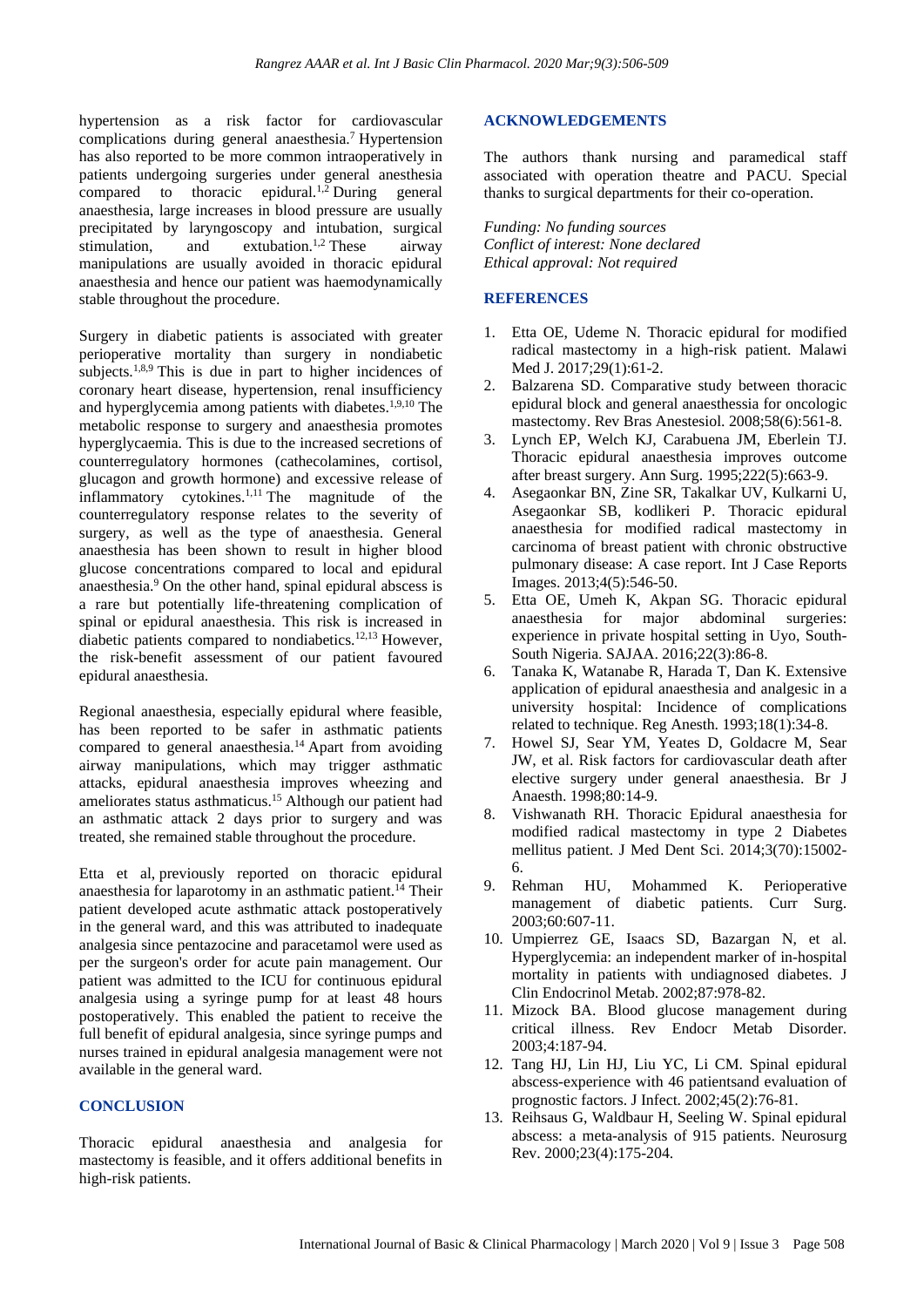hypertension as a risk factor for cardiovascular complications during general anaesthesia.[7] Hypertension has also reported to be more common intraoperatively in patients undergoing surgeries under general anesthesia compared to thoracic epidural.[1,2] During general anaesthesia, large increases in blood pressure are usually precipitated by laryngoscopy and intubation, surgical stimulation, and extubation.[1,2] These airway manipulations are usually avoided in thoracic epidural anaesthesia and hence our patient was haemodynamically stable throughout the procedure.

Surgery in diabetic patients is associated with greater perioperative mortality than surgery in nondiabetic subjects.[1,8,9] This is due in part to higher incidences of coronary heart disease, hypertension, renal insufficiency and hyperglycemia among patients with diabetes.[1,9,10] The metabolic response to surgery and anaesthesia promotes hyperglycaemia. This is due to the increased secretions of counterregulatory hormones (cathecolamines, cortisol, glucagon and growth hormone) and excessive release of inflammatory cytokines.[1,11] The magnitude of the counterregulatory response relates to the severity of surgery, as well as the type of anaesthesia. General anaesthesia has been shown to result in higher blood glucose concentrations compared to local and epidural anaesthesia.[9] On the other hand, spinal epidural abscess is a rare but potentially life-threatening complication of spinal or epidural anaesthesia. This risk is increased in diabetic patients compared to nondiabetics.[12,13] However, the risk-benefit assessment of our patient favoured epidural anaesthesia.

Regional anaesthesia, especially epidural where feasible, has been reported to be safer in asthmatic patients compared to general anaesthesia.[14] Apart from avoiding airway manipulations, which may trigger asthmatic attacks, epidural anaesthesia improves wheezing and ameliorates status asthmaticus.[15] Although our patient had an asthmatic attack 2 days prior to surgery and was treated, she remained stable throughout the procedure.

Etta et al, previously reported on thoracic epidural anaesthesia for laparotomy in an asthmatic patient.[14] Their patient developed acute asthmatic attack postoperatively in the general ward, and this was attributed to inadequate analgesia since pentazocine and paracetamol were used as per the surgeon's order for acute pain management. Our patient was admitted to the ICU for continuous epidural analgesia using a syringe pump for at least 48 hours postoperatively. This enabled the patient to receive the full benefit of epidural analgesia, since syringe pumps and nurses trained in epidural analgesia management were not available in the general ward.

## CONCLUSION

Thoracic epidural anaesthesia and analgesia for mastectomy is feasible, and it offers additional benefits in high-risk patients.

## ACKNOWLEDGEMENTS

The authors thank nursing and paramedical staff associated with operation theatre and PACU. Special thanks to surgical departments for their co-operation.

*Funding: No funding sources*
*Conflict of interest: None declared*
*Ethical approval: Not required*

## REFERENCES

1. Etta OE, Udeme N. Thoracic epidural for modified radical mastectomy in a high-risk patient. Malawi Med J. 2017;29(1):61-2.
2. Balzarena SD. Comparative study between thoracic epidural block and general anaesthessia for oncologic mastectomy. Rev Bras Anestesiol. 2008;58(6):561-8.
3. Lynch EP, Welch KJ, Carabuena JM, Eberlein TJ. Thoracic epidural anaesthesia improves outcome after breast surgery. Ann Surg. 1995;222(5):663-9.
4. Asegaonkar BN, Zine SR, Takalkar UV, Kulkarni U, Asegaonkar SB, kodlikeri P. Thoracic epidural anaesthesia for modified radical mastectomy in carcinoma of breast patient with chronic obstructive pulmonary disease: A case report. Int J Case Reports Images. 2013;4(5):546-50.
5. Etta OE, Umeh K, Akpan SG. Thoracic epidural anaesthesia for major abdominal surgeries: experience in private hospital setting in Uyo, South-South Nigeria. SAJAA. 2016;22(3):86-8.
6. Tanaka K, Watanabe R, Harada T, Dan K. Extensive application of epidural anaesthesia and analgesic in a university hospital: Incidence of complications related to technique. Reg Anesth. 1993;18(1):34-8.
7. Howel SJ, Sear YM, Yeates D, Goldacre M, Sear JW, et al. Risk factors for cardiovascular death after elective surgery under general anaesthesia. Br J Anaesth. 1998;80:14-9.
8. Vishwanath RH. Thoracic Epidural anaesthesia for modified radical mastectomy in type 2 Diabetes mellitus patient. J Med Dent Sci. 2014;3(70):15002-6.
9. Rehman HU, Mohammed K. Perioperative management of diabetic patients. Curr Surg. 2003;60:607-11.
10. Umpierrez GE, Isaacs SD, Bazargan N, et al. Hyperglycemia: an independent marker of in-hospital mortality in patients with undiagnosed diabetes. J Clin Endocrinol Metab. 2002;87:978-82.
11. Mizock BA. Blood glucose management during critical illness. Rev Endocr Metab Disorder. 2003;4:187-94.
12. Tang HJ, Lin HJ, Liu YC, Li CM. Spinal epidural abscess-experience with 46 patientsand evaluation of prognostic factors. J Infect. 2002;45(2):76-81.
13. Reihsaus G, Waldbaur H, Seeling W. Spinal epidural abscess: a meta-analysis of 915 patients. Neurosurg Rev. 2000;23(4):175-204.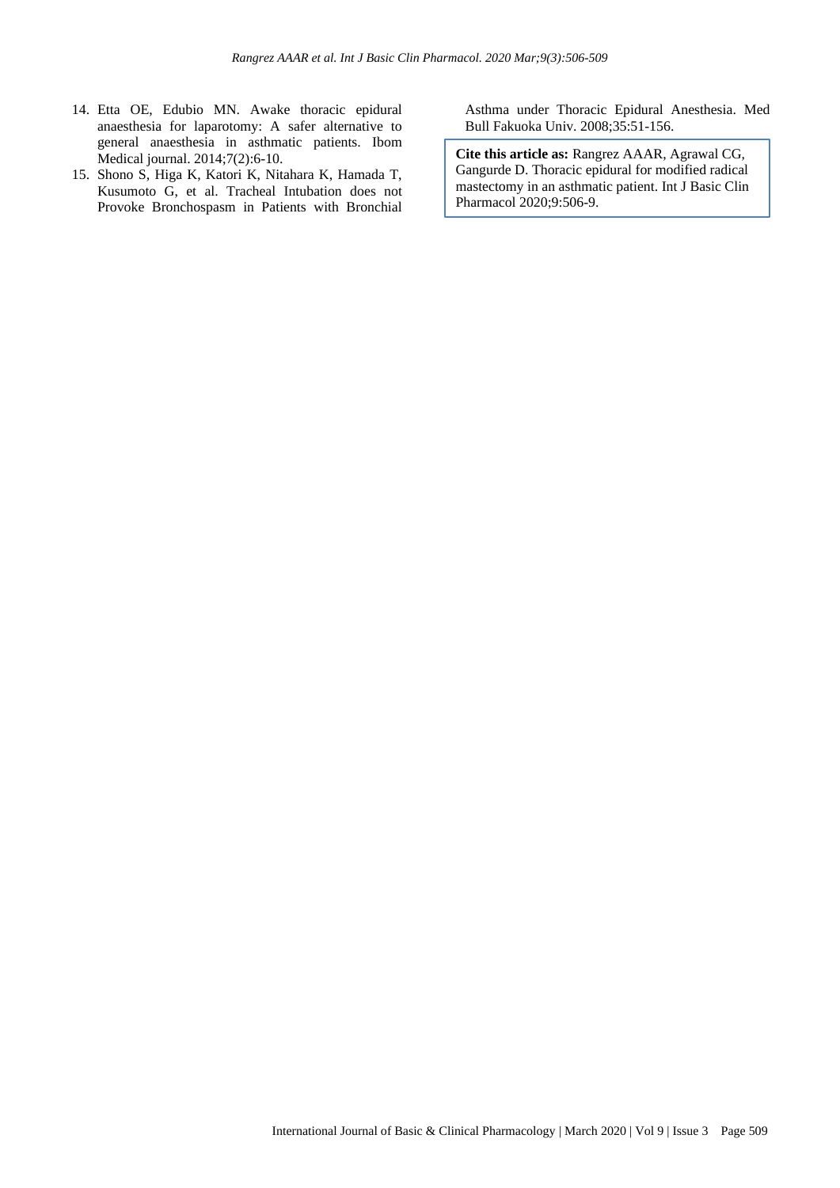14. Etta OE, Edubio MN. Awake thoracic epidural anaesthesia for laparotomy: A safer alternative to general anaesthesia in asthmatic patients. Ibom Medical journal. 2014;7(2):6-10.
15. Shono S, Higa K, Katori K, Nitahara K, Hamada T, Kusumoto G, et al. Tracheal Intubation does not Provoke Bronchospasm in Patients with Bronchial Asthma under Thoracic Epidural Anesthesia. Med Bull Fakuoka Univ. 2008;35:51-156.

**Cite this article as:** Rangrez AAAR, Agrawal CG, Gangurde D. Thoracic epidural for modified radical mastectomy in an asthmatic patient. Int J Basic Clin Pharmacol 2020;9:506-9.